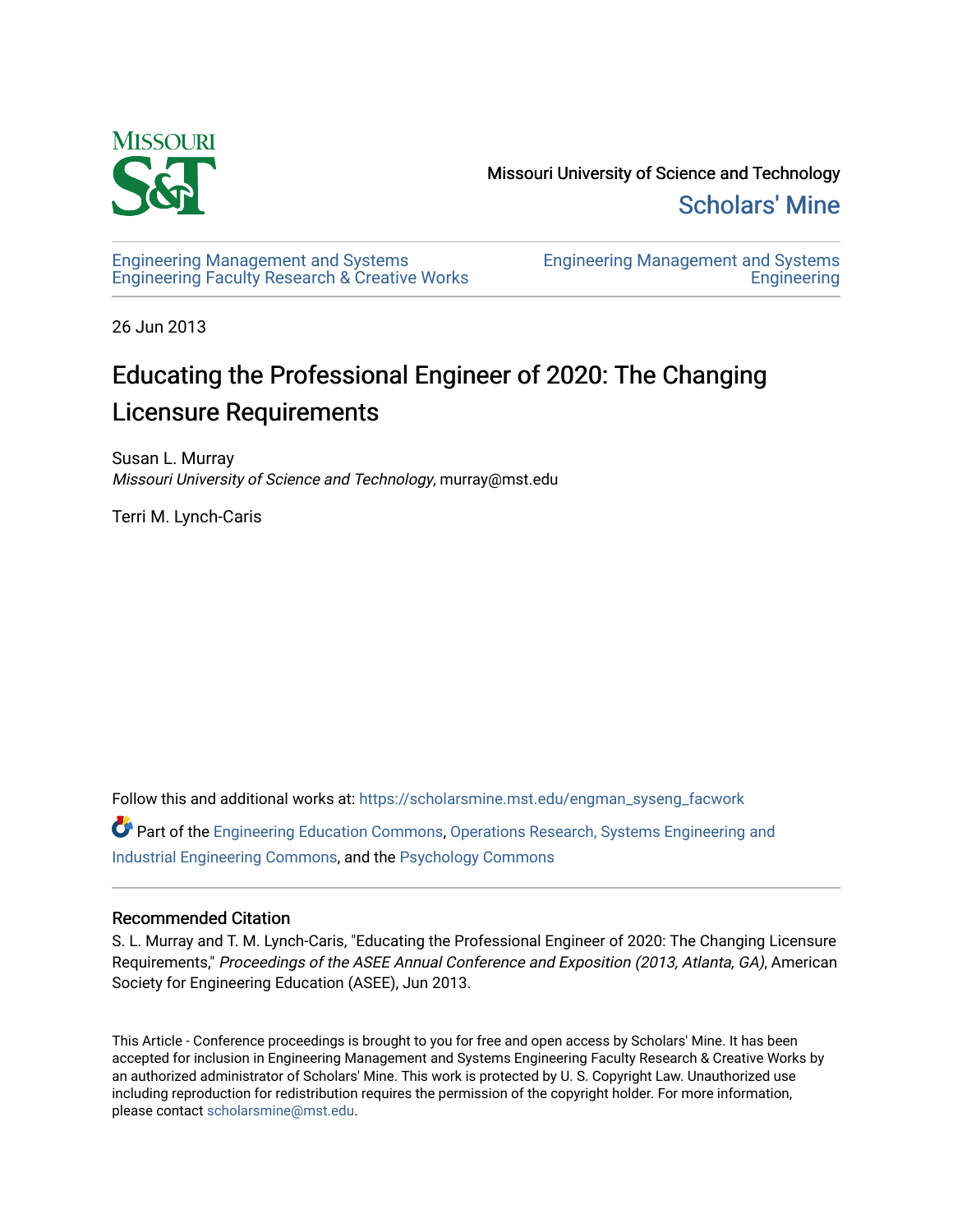Missouri University of Science and Technology

Scholars' Mine

Engineering Management and Systems Engineering Faculty Research & Creative Works

Engineering Management and Systems Engineering

26 Jun 2013

# Educating the Professional Engineer of 2020: The Changing Licensure Requirements

Susan L. Murray
*Missouri University of Science and Technology*, murray@mst.edu

Terri M. Lynch-Caris

Follow this and additional works at: https://scholarsmine.mst.edu/engman_syseng_facwork

Part of the Engineering Education Commons, Operations Research, Systems Engineering and Industrial Engineering Commons, and the Psychology Commons

## Recommended Citation

S. L. Murray and T. M. Lynch-Caris, "Educating the Professional Engineer of 2020: The Changing Licensure Requirements," *Proceedings of the ASEE Annual Conference and Exposition (2013, Atlanta, GA)*, American Society for Engineering Education (ASEE), Jun 2013.

This Article - Conference proceedings is brought to you for free and open access by Scholars' Mine. It has been accepted for inclusion in Engineering Management and Systems Engineering Faculty Research & Creative Works by an authorized administrator of Scholars' Mine. This work is protected by U. S. Copyright Law. Unauthorized use including reproduction for redistribution requires the permission of the copyright holder. For more information, please contact scholarsmine@mst.edu.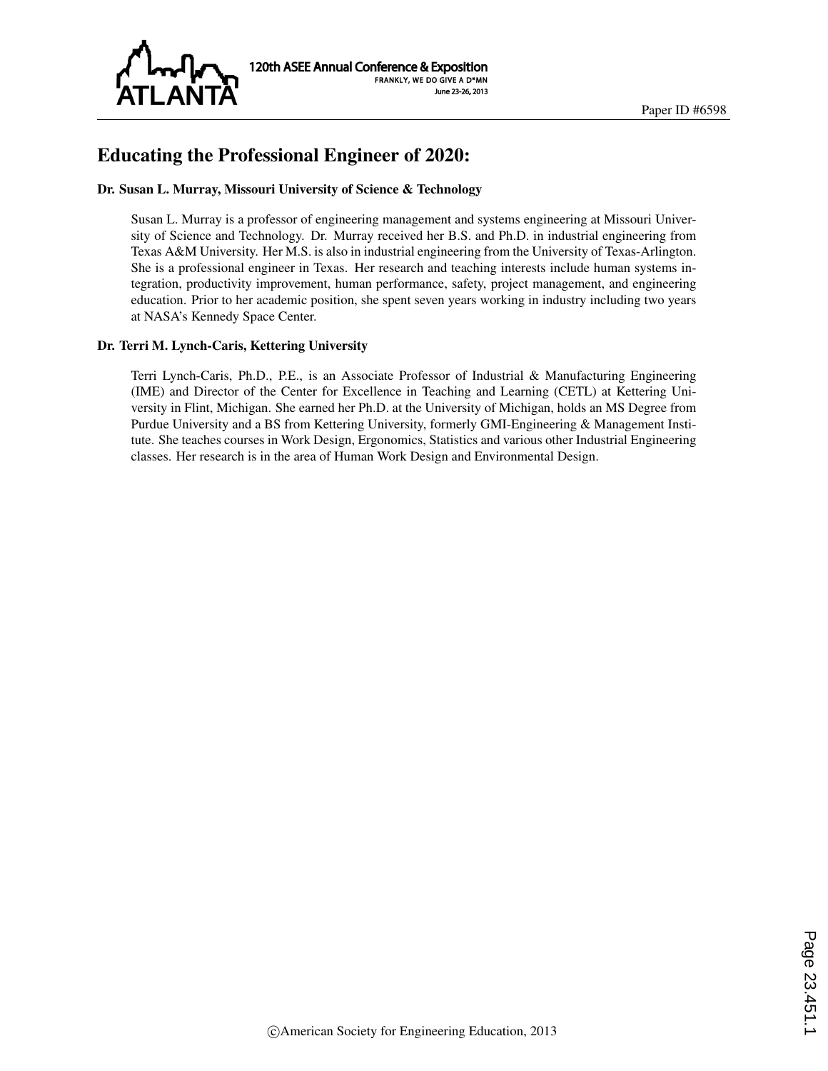# Educating the Professional Engineer of 2020:

### Dr. Susan L. Murray, Missouri University of Science & Technology

Susan L. Murray is a professor of engineering management and systems engineering at Missouri University of Science and Technology. Dr. Murray received her B.S. and Ph.D. in industrial engineering from Texas A&M University. Her M.S. is also in industrial engineering from the University of Texas-Arlington. She is a professional engineer in Texas. Her research and teaching interests include human systems integration, productivity improvement, human performance, safety, project management, and engineering education. Prior to her academic position, she spent seven years working in industry including two years at NASA's Kennedy Space Center.

### Dr. Terri M. Lynch-Caris, Kettering University

Terri Lynch-Caris, Ph.D., P.E., is an Associate Professor of Industrial & Manufacturing Engineering (IME) and Director of the Center for Excellence in Teaching and Learning (CETL) at Kettering University in Flint, Michigan. She earned her Ph.D. at the University of Michigan, holds an MS Degree from Purdue University and a BS from Kettering University, formerly GMI-Engineering & Management Institute. She teaches courses in Work Design, Ergonomics, Statistics and various other Industrial Engineering classes. Her research is in the area of Human Work Design and Environmental Design.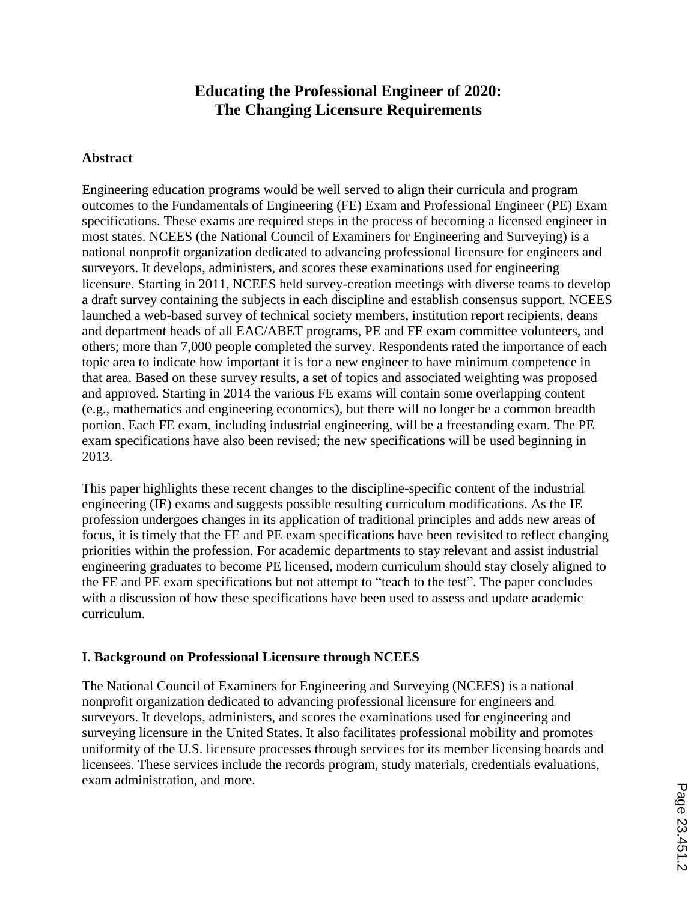# Educating the Professional Engineer of 2020: The Changing Licensure Requirements

## Abstract

Engineering education programs would be well served to align their curricula and program outcomes to the Fundamentals of Engineering (FE) Exam and Professional Engineer (PE) Exam specifications. These exams are required steps in the process of becoming a licensed engineer in most states. NCEES (the National Council of Examiners for Engineering and Surveying) is a national nonprofit organization dedicated to advancing professional licensure for engineers and surveyors. It develops, administers, and scores these examinations used for engineering licensure. Starting in 2011, NCEES held survey-creation meetings with diverse teams to develop a draft survey containing the subjects in each discipline and establish consensus support. NCEES launched a web-based survey of technical society members, institution report recipients, deans and department heads of all EAC/ABET programs, PE and FE exam committee volunteers, and others; more than 7,000 people completed the survey. Respondents rated the importance of each topic area to indicate how important it is for a new engineer to have minimum competence in that area. Based on these survey results, a set of topics and associated weighting was proposed and approved. Starting in 2014 the various FE exams will contain some overlapping content (e.g., mathematics and engineering economics), but there will no longer be a common breadth portion. Each FE exam, including industrial engineering, will be a freestanding exam. The PE exam specifications have also been revised; the new specifications will be used beginning in 2013.

This paper highlights these recent changes to the discipline-specific content of the industrial engineering (IE) exams and suggests possible resulting curriculum modifications. As the IE profession undergoes changes in its application of traditional principles and adds new areas of focus, it is timely that the FE and PE exam specifications have been revisited to reflect changing priorities within the profession. For academic departments to stay relevant and assist industrial engineering graduates to become PE licensed, modern curriculum should stay closely aligned to the FE and PE exam specifications but not attempt to "teach to the test". The paper concludes with a discussion of how these specifications have been used to assess and update academic curriculum.

## I. Background on Professional Licensure through NCEES

The National Council of Examiners for Engineering and Surveying (NCEES) is a national nonprofit organization dedicated to advancing professional licensure for engineers and surveyors. It develops, administers, and scores the examinations used for engineering and surveying licensure in the United States. It also facilitates professional mobility and promotes uniformity of the U.S. licensure processes through services for its member licensing boards and licensees. These services include the records program, study materials, credentials evaluations, exam administration, and more.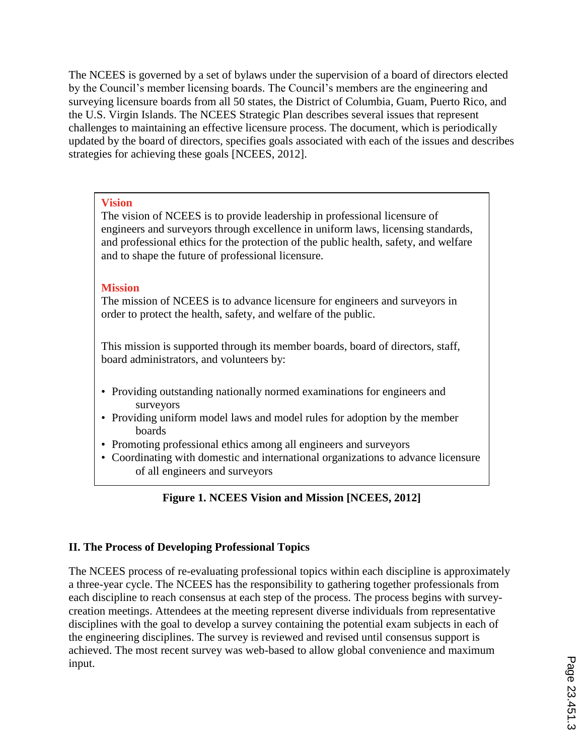The NCEES is governed by a set of bylaws under the supervision of a board of directors elected by the Council's member licensing boards. The Council's members are the engineering and surveying licensure boards from all 50 states, the District of Columbia, Guam, Puerto Rico, and the U.S. Virgin Islands. The NCEES Strategic Plan describes several issues that represent challenges to maintaining an effective licensure process. The document, which is periodically updated by the board of directors, specifies goals associated with each of the issues and describes strategies for achieving these goals [NCEES, 2012].

**Vision**

The vision of NCEES is to provide leadership in professional licensure of engineers and surveyors through excellence in uniform laws, licensing standards, and professional ethics for the protection of the public health, safety, and welfare and to shape the future of professional licensure.

**Mission**

The mission of NCEES is to advance licensure for engineers and surveyors in order to protect the health, safety, and welfare of the public.

This mission is supported through its member boards, board of directors, staff, board administrators, and volunteers by:

- Providing outstanding nationally normed examinations for engineers and surveyors
- Providing uniform model laws and model rules for adoption by the member boards
- Promoting professional ethics among all engineers and surveyors
- Coordinating with domestic and international organizations to advance licensure of all engineers and surveyors

**Figure 1. NCEES Vision and Mission [NCEES, 2012]**

## II. The Process of Developing Professional Topics

The NCEES process of re-evaluating professional topics within each discipline is approximately a three-year cycle. The NCEES has the responsibility to gathering together professionals from each discipline to reach consensus at each step of the process. The process begins with survey-creation meetings. Attendees at the meeting represent diverse individuals from representative disciplines with the goal to develop a survey containing the potential exam subjects in each of the engineering disciplines. The survey is reviewed and revised until consensus support is achieved. The most recent survey was web-based to allow global convenience and maximum input.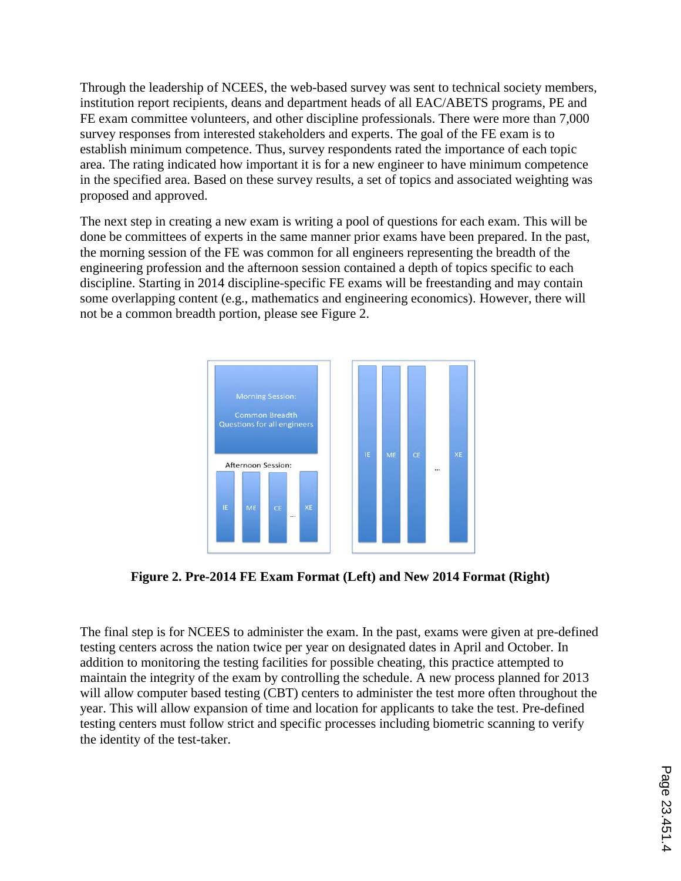Through the leadership of NCEES, the web-based survey was sent to technical society members, institution report recipients, deans and department heads of all EAC/ABETS programs, PE and FE exam committee volunteers, and other discipline professionals. There were more than 7,000 survey responses from interested stakeholders and experts. The goal of the FE exam is to establish minimum competence. Thus, survey respondents rated the importance of each topic area. The rating indicated how important it is for a new engineer to have minimum competence in the specified area. Based on these survey results, a set of topics and associated weighting was proposed and approved.

The next step in creating a new exam is writing a pool of questions for each exam. This will be done be committees of experts in the same manner prior exams have been prepared. In the past, the morning session of the FE was common for all engineers representing the breadth of the engineering profession and the afternoon session contained a depth of topics specific to each discipline. Starting in 2014 discipline-specific FE exams will be freestanding and may contain some overlapping content (e.g., mathematics and engineering economics). However, there will not be a common breadth portion, please see Figure 2.

**Figure 2. Pre-2014 FE Exam Format (Left) and New 2014 Format (Right)**

The final step is for NCEES to administer the exam. In the past, exams were given at pre-defined testing centers across the nation twice per year on designated dates in April and October. In addition to monitoring the testing facilities for possible cheating, this practice attempted to maintain the integrity of the exam by controlling the schedule. A new process planned for 2013 will allow computer based testing (CBT) centers to administer the test more often throughout the year. This will allow expansion of time and location for applicants to take the test. Pre-defined testing centers must follow strict and specific processes including biometric scanning to verify the identity of the test-taker.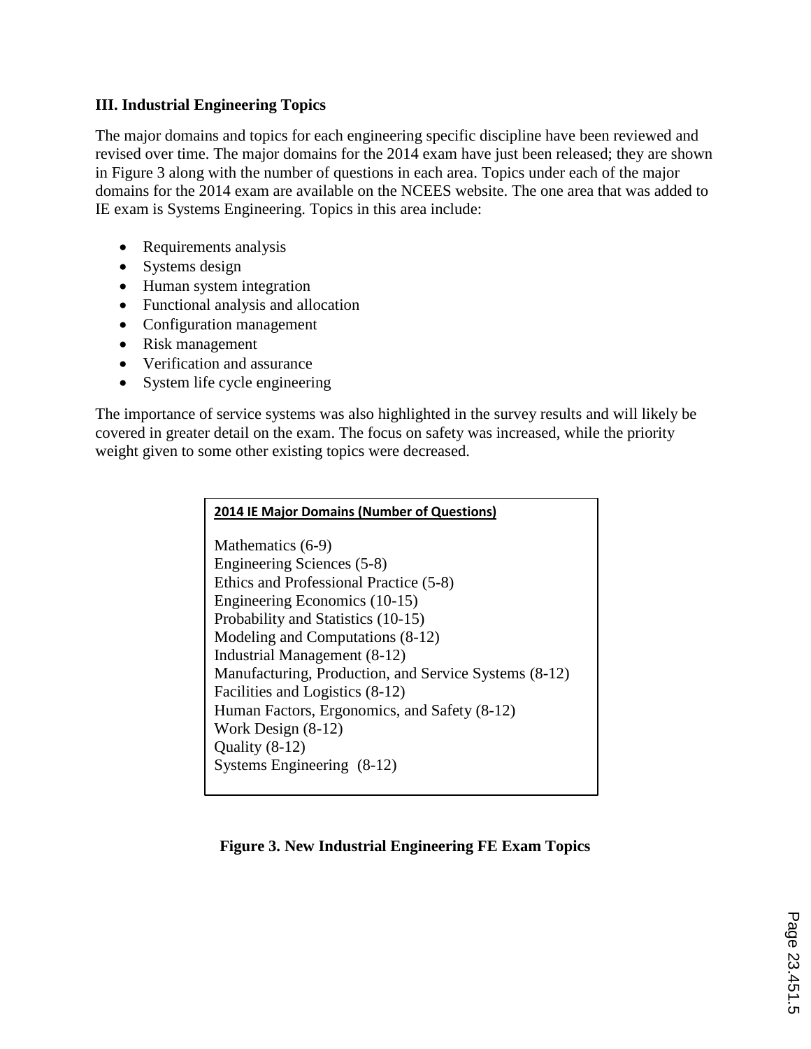## III. Industrial Engineering Topics

The major domains and topics for each engineering specific discipline have been reviewed and revised over time. The major domains for the 2014 exam have just been released; they are shown in Figure 3 along with the number of questions in each area. Topics under each of the major domains for the 2014 exam are available on the NCEES website. The one area that was added to IE exam is Systems Engineering. Topics in this area include:

- Requirements analysis
- Systems design
- Human system integration
- Functional analysis and allocation
- Configuration management
- Risk management
- Verification and assurance
- System life cycle engineering

The importance of service systems was also highlighted in the survey results and will likely be covered in greater detail on the exam. The focus on safety was increased, while the priority weight given to some other existing topics were decreased.

**2014 IE Major Domains (Number of Questions)**

Mathematics (6-9)
Engineering Sciences (5-8)
Ethics and Professional Practice (5-8)
Engineering Economics (10-15)
Probability and Statistics (10-15)
Modeling and Computations (8-12)
Industrial Management (8-12)
Manufacturing, Production, and Service Systems (8-12)
Facilities and Logistics (8-12)
Human Factors, Ergonomics, and Safety (8-12)
Work Design (8-12)
Quality (8-12)
Systems Engineering (8-12)

**Figure 3. New Industrial Engineering FE Exam Topics**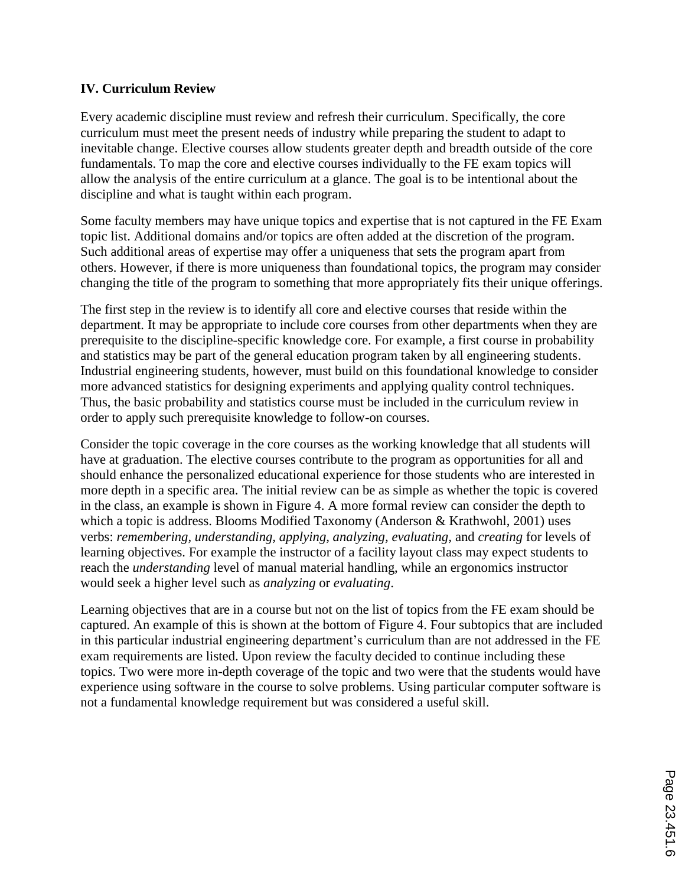### IV. Curriculum Review

Every academic discipline must review and refresh their curriculum. Specifically, the core curriculum must meet the present needs of industry while preparing the student to adapt to inevitable change. Elective courses allow students greater depth and breadth outside of the core fundamentals. To map the core and elective courses individually to the FE exam topics will allow the analysis of the entire curriculum at a glance. The goal is to be intentional about the discipline and what is taught within each program.

Some faculty members may have unique topics and expertise that is not captured in the FE Exam topic list. Additional domains and/or topics are often added at the discretion of the program. Such additional areas of expertise may offer a uniqueness that sets the program apart from others. However, if there is more uniqueness than foundational topics, the program may consider changing the title of the program to something that more appropriately fits their unique offerings.

The first step in the review is to identify all core and elective courses that reside within the department. It may be appropriate to include core courses from other departments when they are prerequisite to the discipline-specific knowledge core. For example, a first course in probability and statistics may be part of the general education program taken by all engineering students. Industrial engineering students, however, must build on this foundational knowledge to consider more advanced statistics for designing experiments and applying quality control techniques. Thus, the basic probability and statistics course must be included in the curriculum review in order to apply such prerequisite knowledge to follow-on courses.

Consider the topic coverage in the core courses as the working knowledge that all students will have at graduation. The elective courses contribute to the program as opportunities for all and should enhance the personalized educational experience for those students who are interested in more depth in a specific area. The initial review can be as simple as whether the topic is covered in the class, an example is shown in Figure 4. A more formal review can consider the depth to which a topic is address. Blooms Modified Taxonomy (Anderson & Krathwohl, 2001) uses verbs: *remembering, understanding, applying, analyzing, evaluating,* and *creating* for levels of learning objectives. For example the instructor of a facility layout class may expect students to reach the *understanding* level of manual material handling, while an ergonomics instructor would seek a higher level such as *analyzing* or *evaluating*.

Learning objectives that are in a course but not on the list of topics from the FE exam should be captured. An example of this is shown at the bottom of Figure 4. Four subtopics that are included in this particular industrial engineering department's curriculum than are not addressed in the FE exam requirements are listed. Upon review the faculty decided to continue including these topics. Two were more in-depth coverage of the topic and two were that the students would have experience using software in the course to solve problems. Using particular computer software is not a fundamental knowledge requirement but was considered a useful skill.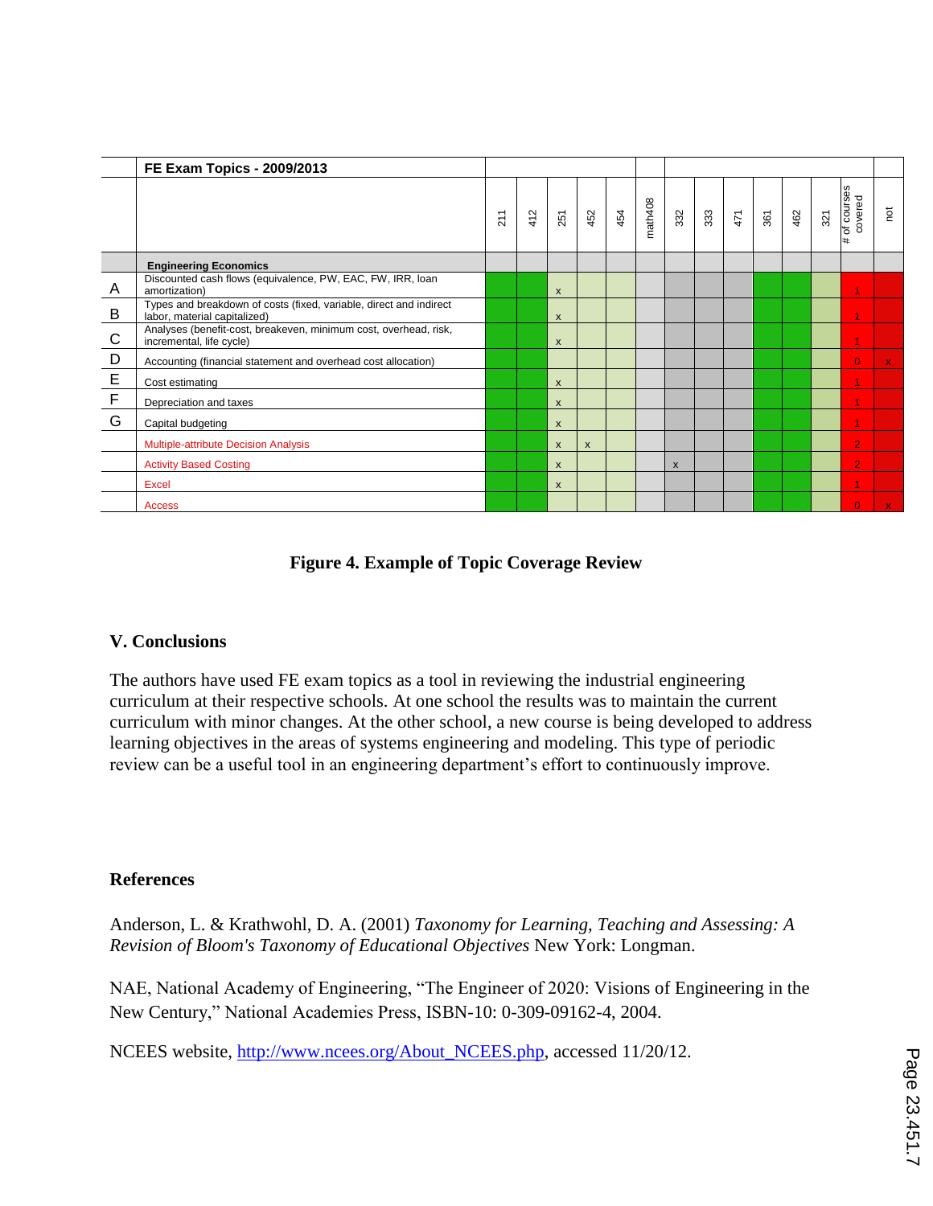| | FE Exam Topics - 2009/2013 | | | | | | | | | | | | | | | |
|---|---|---|---|---|---|---|---|---|---|---|---|---|---|---|---|---|
| | | 211 | 412 | 251 | 452 | 454 | math408 | 332 | 333 | 471 | 361 | 462 | 321 | # of courses covered | not |
| | **Engineering Economics** | | | | | | | | | | | | | | |
| A | Discounted cash flows (equivalence, PW, EAC, FW, IRR, loan amortization) | | | x | | | | | | | | | | 1 | |
| B | Types and breakdown of costs (fixed, variable, direct and indirect labor, material capitalized) | | | x | | | | | | | | | | 1 | |
| C | Analyses (benefit-cost, breakeven, minimum cost, overhead, risk, incremental, life cycle) | | | x | | | | | | | | | | 1 | |
| D | Accounting (financial statement and overhead cost allocation) | | | | | | | | | | | | | 0 | x |
| E | Cost estimating | | | x | | | | | | | | | | 1 | |
| F | Depreciation and taxes | | | x | | | | | | | | | | 1 | |
| G | Capital budgeting | | | x | | | | | | | | | | 1 | |
| | Multiple-attribute Decision Analysis | | | x | x | | | | | | | | | 2 | |
| | Activity Based Costing | | | x | | | | x | | | | | | 2 | |
| | Excel | | | x | | | | | | | | | | 1 | |
| | Access | | | | | | | | | | | | | 0 | x |

**Figure 4. Example of Topic Coverage Review**

## V. Conclusions

The authors have used FE exam topics as a tool in reviewing the industrial engineering curriculum at their respective schools. At one school the results was to maintain the current curriculum with minor changes. At the other school, a new course is being developed to address learning objectives in the areas of systems engineering and modeling. This type of periodic review can be a useful tool in an engineering department's effort to continuously improve.

## References

Anderson, L. & Krathwohl, D. A. (2001) *Taxonomy for Learning, Teaching and Assessing: A Revision of Bloom's Taxonomy of Educational Objectives* New York: Longman.

NAE, National Academy of Engineering, "The Engineer of 2020: Visions of Engineering in the New Century," National Academies Press, ISBN-10: 0-309-09162-4, 2004.

NCEES website, http://www.ncees.org/About_NCEES.php, accessed 11/20/12.